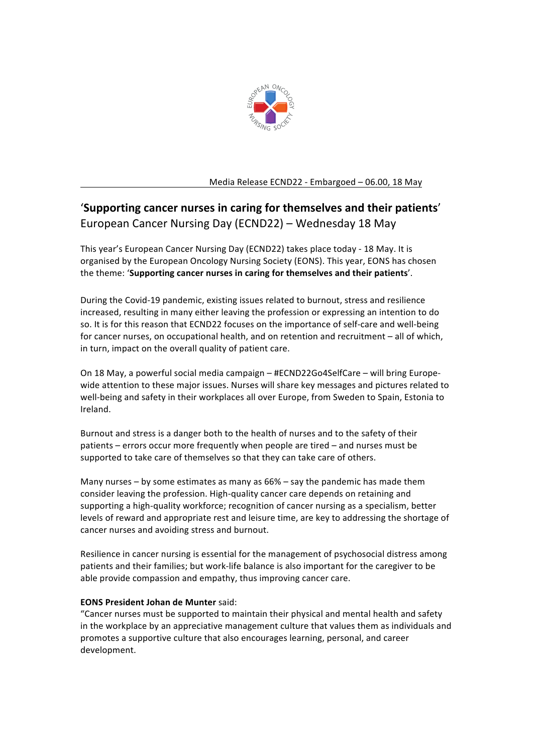Media Release ECND22 - Embargoed – 06.00, 18 May

# ‘**Supporting cancer nurses in caring for themselves and their patients**’

## European Cancer Nursing Day (ECND22) – Wednesday 18 May

This year’s European Cancer Nursing Day (ECND22) takes place today - 18 May. It is organised by the European Oncology Nursing Society (EONS). This year, EONS has chosen the theme: ‘**Supporting cancer nurses in caring for themselves and their patients**’.

During the Covid-19 pandemic, existing issues related to burnout, stress and resilience increased, resulting in many either leaving the profession or expressing an intention to do so. It is for this reason that ECND22 focuses on the importance of self-care and well-being for cancer nurses, on occupational health, and on retention and recruitment – all of which, in turn, impact on the overall quality of patient care.

On 18 May, a powerful social media campaign – #ECND22Go4SelfCare – will bring Europe-wide attention to these major issues. Nurses will share key messages and pictures related to well-being and safety in their workplaces all over Europe, from Sweden to Spain, Estonia to Ireland.

Burnout and stress is a danger both to the health of nurses and to the safety of their patients – errors occur more frequently when people are tired – and nurses must be supported to take care of themselves so that they can take care of others.

Many nurses – by some estimates as many as 66% – say the pandemic has made them consider leaving the profession. High-quality cancer care depends on retaining and supporting a high-quality workforce; recognition of cancer nursing as a specialism, better levels of reward and appropriate rest and leisure time, are key to addressing the shortage of cancer nurses and avoiding stress and burnout.

Resilience in cancer nursing is essential for the management of psychosocial distress among patients and their families; but work-life balance is also important for the caregiver to be able provide compassion and empathy, thus improving cancer care.

**EONS President Johan de Munter** said:
“Cancer nurses must be supported to maintain their physical and mental health and safety in the workplace by an appreciative management culture that values them as individuals and promotes a supportive culture that also encourages learning, personal, and career development.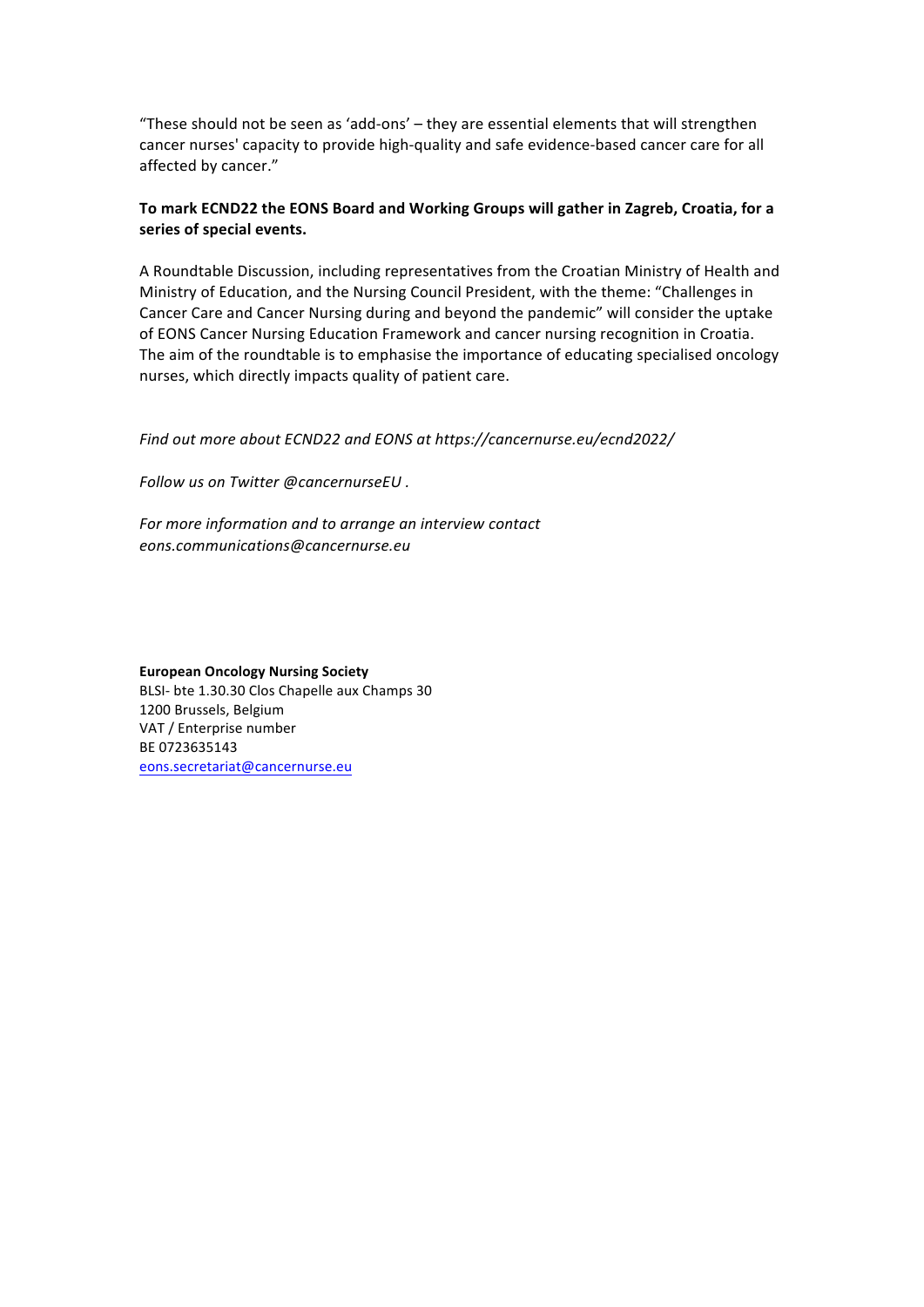"These should not be seen as 'add-ons' – they are essential elements that will strengthen cancer nurses' capacity to provide high-quality and safe evidence-based cancer care for all affected by cancer."

**To mark ECND22 the EONS Board and Working Groups will gather in Zagreb, Croatia, for a series of special events.**

A Roundtable Discussion, including representatives from the Croatian Ministry of Health and Ministry of Education, and the Nursing Council President, with the theme: "Challenges in Cancer Care and Cancer Nursing during and beyond the pandemic" will consider the uptake of EONS Cancer Nursing Education Framework and cancer nursing recognition in Croatia. The aim of the roundtable is to emphasise the importance of educating specialised oncology nurses, which directly impacts quality of patient care.

*Find out more about ECND22 and EONS at https://cancernurse.eu/ecnd2022/*

*Follow us on Twitter @cancernurseEU .*

*For more information and to arrange an interview contact eons.communications@cancernurse.eu*

**European Oncology Nursing Society**
BLSI- bte 1.30.30 Clos Chapelle aux Champs 30
1200 Brussels, Belgium
VAT / Enterprise number
BE 0723635143
eons.secretariat@cancernurse.eu